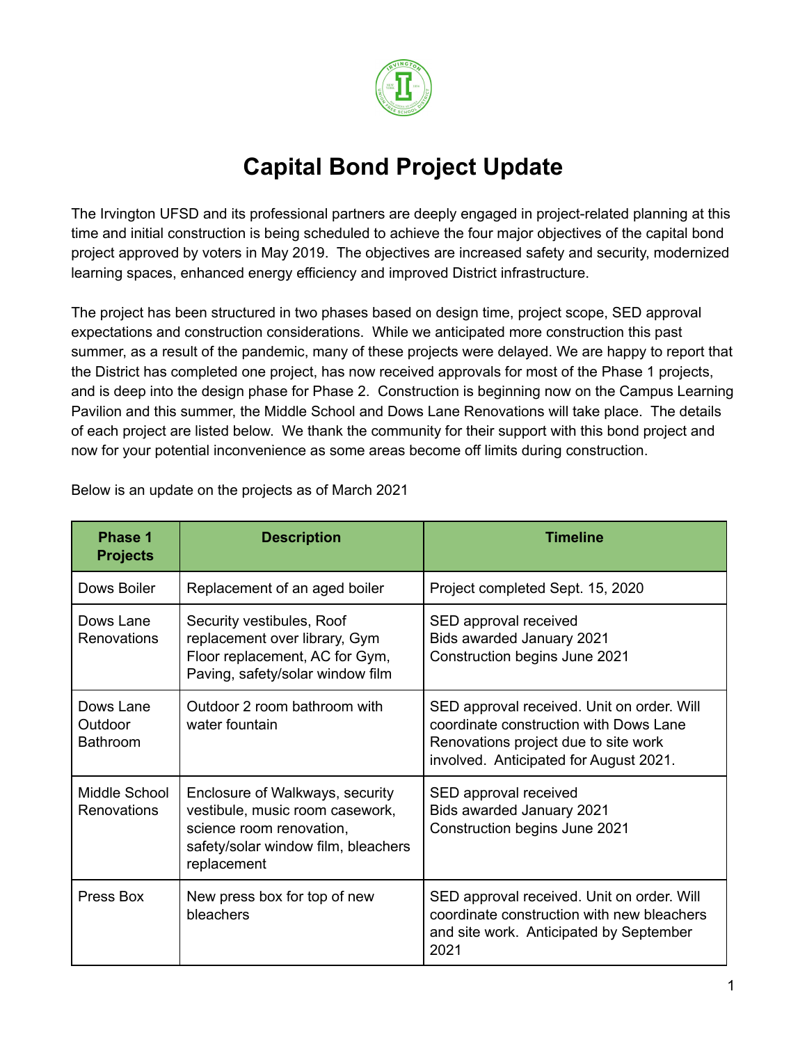# Capital Bond Project Update

The Irvington UFSD and its professional partners are deeply engaged in project-related planning at this time and initial construction is being scheduled to achieve the four major objectives of the capital bond project approved by voters in May 2019. The objectives are increased safety and security, modernized learning spaces, enhanced energy efficiency and improved District infrastructure.

The project has been structured in two phases based on design time, project scope, SED approval expectations and construction considerations. While we anticipated more construction this past summer, as a result of the pandemic, many of these projects were delayed. We are happy to report that the District has completed one project, has now received approvals for most of the Phase 1 projects, and is deep into the design phase for Phase 2. Construction is beginning now on the Campus Learning Pavilion and this summer, the Middle School and Dows Lane Renovations will take place. The details of each project are listed below. We thank the community for their support with this bond project and now for your potential inconvenience as some areas become off limits during construction.

Below is an update on the projects as of March 2021

| Phase 1 Projects | Description | Timeline |
|---|---|---|
| Dows Boiler | Replacement of an aged boiler | Project completed Sept. 15, 2020 |
| Dows Lane Renovations | Security vestibules, Roof replacement over library, Gym Floor replacement, AC for Gym, Paving, safety/solar window film | SED approval received<br>Bids awarded January 2021<br>Construction begins June 2021 |
| Dows Lane Outdoor Bathroom | Outdoor 2 room bathroom with water fountain | SED approval received. Unit on order. Will coordinate construction with Dows Lane Renovations project due to site work involved. Anticipated for August 2021. |
| Middle School Renovations | Enclosure of Walkways, security vestibule, music room casework, science room renovation, safety/solar window film, bleachers replacement | SED approval received<br>Bids awarded January 2021<br>Construction begins June 2021 |
| Press Box | New press box for top of new bleachers | SED approval received. Unit on order. Will coordinate construction with new bleachers and site work. Anticipated by September 2021 |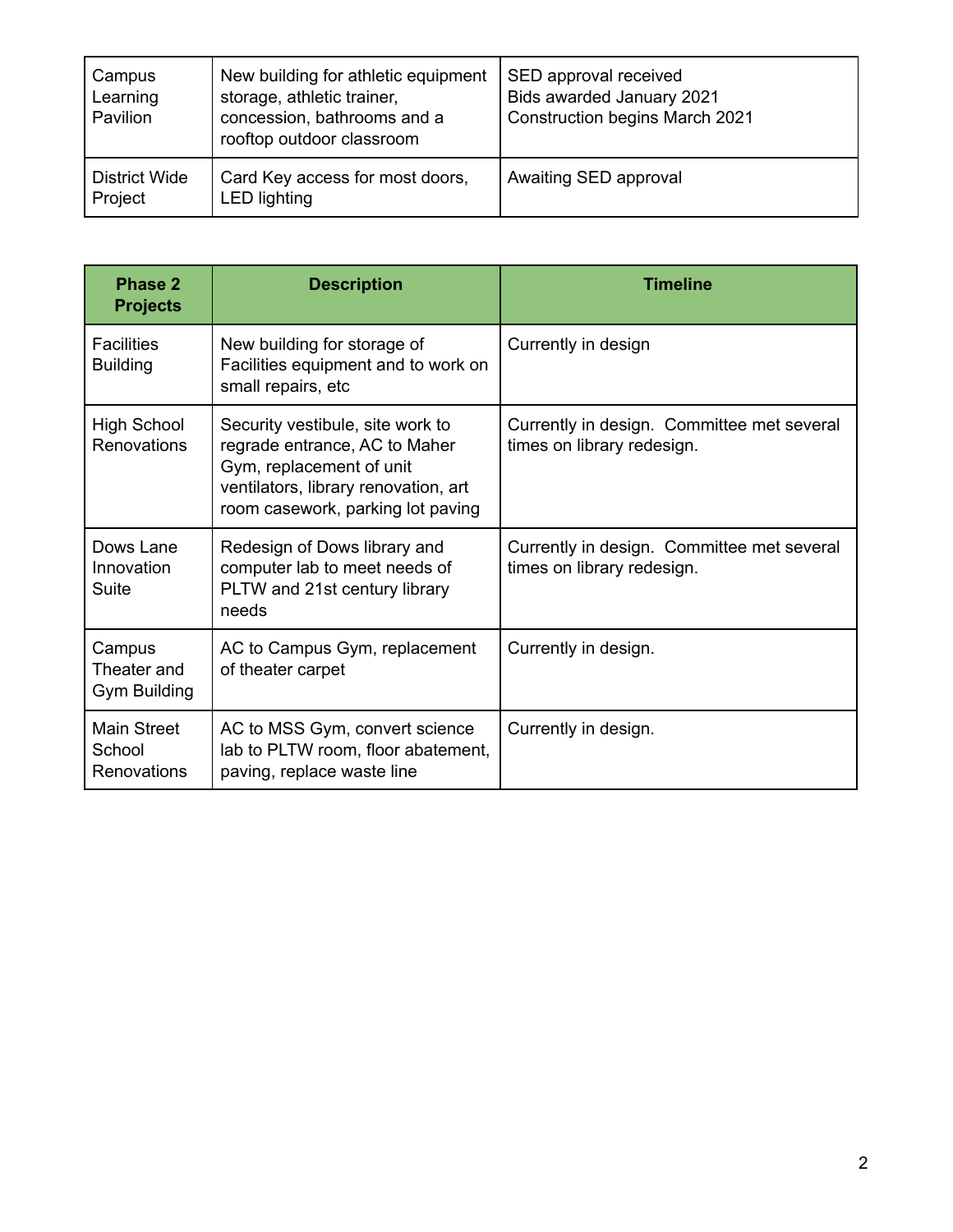| | | |
|---|---|---|
| Campus Learning Pavilion | New building for athletic equipment storage, athletic trainer, concession, bathrooms and a rooftop outdoor classroom | SED approval received<br>Bids awarded January 2021<br>Construction begins March 2021 |
| District Wide Project | Card Key access for most doors, LED lighting | Awaiting SED approval |

| Phase 2 Projects | Description | Timeline |
|---|---|---|
| Facilities Building | New building for storage of Facilities equipment and to work on small repairs, etc | Currently in design |
| High School Renovations | Security vestibule, site work to regrade entrance, AC to Maher Gym, replacement of unit ventilators, library renovation, art room casework, parking lot paving | Currently in design. Committee met several times on library redesign. |
| Dows Lane Innovation Suite | Redesign of Dows library and computer lab to meet needs of PLTW and 21st century library needs | Currently in design. Committee met several times on library redesign. |
| Campus Theater and Gym Building | AC to Campus Gym, replacement of theater carpet | Currently in design. |
| Main Street School Renovations | AC to MSS Gym, convert science lab to PLTW room, floor abatement, paving, replace waste line | Currently in design. |